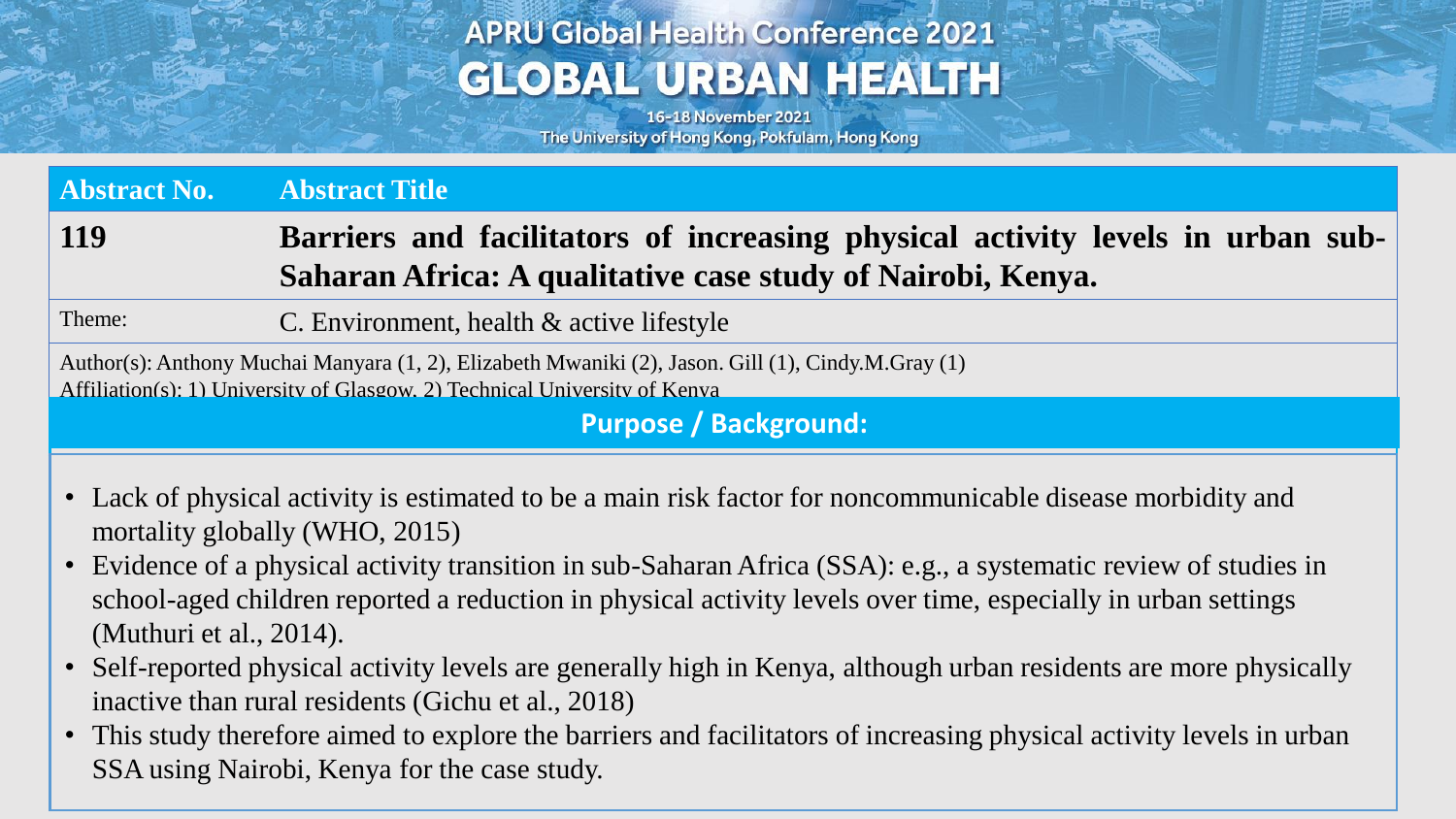# APRU Global Health Conference 2021
## GLOBAL URBAN HEALTH

16-18 November 2021
The University of Hong Kong, Pokfulam, Hong Kong

| Abstract No. | Abstract Title |
| --- | --- |
| **119** | **Barriers and facilitators of increasing physical activity levels in urban sub-Saharan Africa: A qualitative case study of Nairobi, Kenya.** |
| Theme: | C. Environment, health & active lifestyle |

Author(s): Anthony Muchai Manyara (1, 2), Elizabeth Mwaniki (2), Jason. Gill (1), Cindy.M.Gray (1)
Affiliation(s): 1) University of Glasgow, 2) Technical University of Kenya

## Purpose / Background:

- Lack of physical activity is estimated to be a main risk factor for noncommunicable disease morbidity and mortality globally (WHO, 2015)
- Evidence of a physical activity transition in sub-Saharan Africa (SSA): e.g., a systematic review of studies in school-aged children reported a reduction in physical activity levels over time, especially in urban settings (Muthuri et al., 2014).
- Self-reported physical activity levels are generally high in Kenya, although urban residents are more physically inactive than rural residents (Gichu et al., 2018)
- This study therefore aimed to explore the barriers and facilitators of increasing physical activity levels in urban SSA using Nairobi, Kenya for the case study.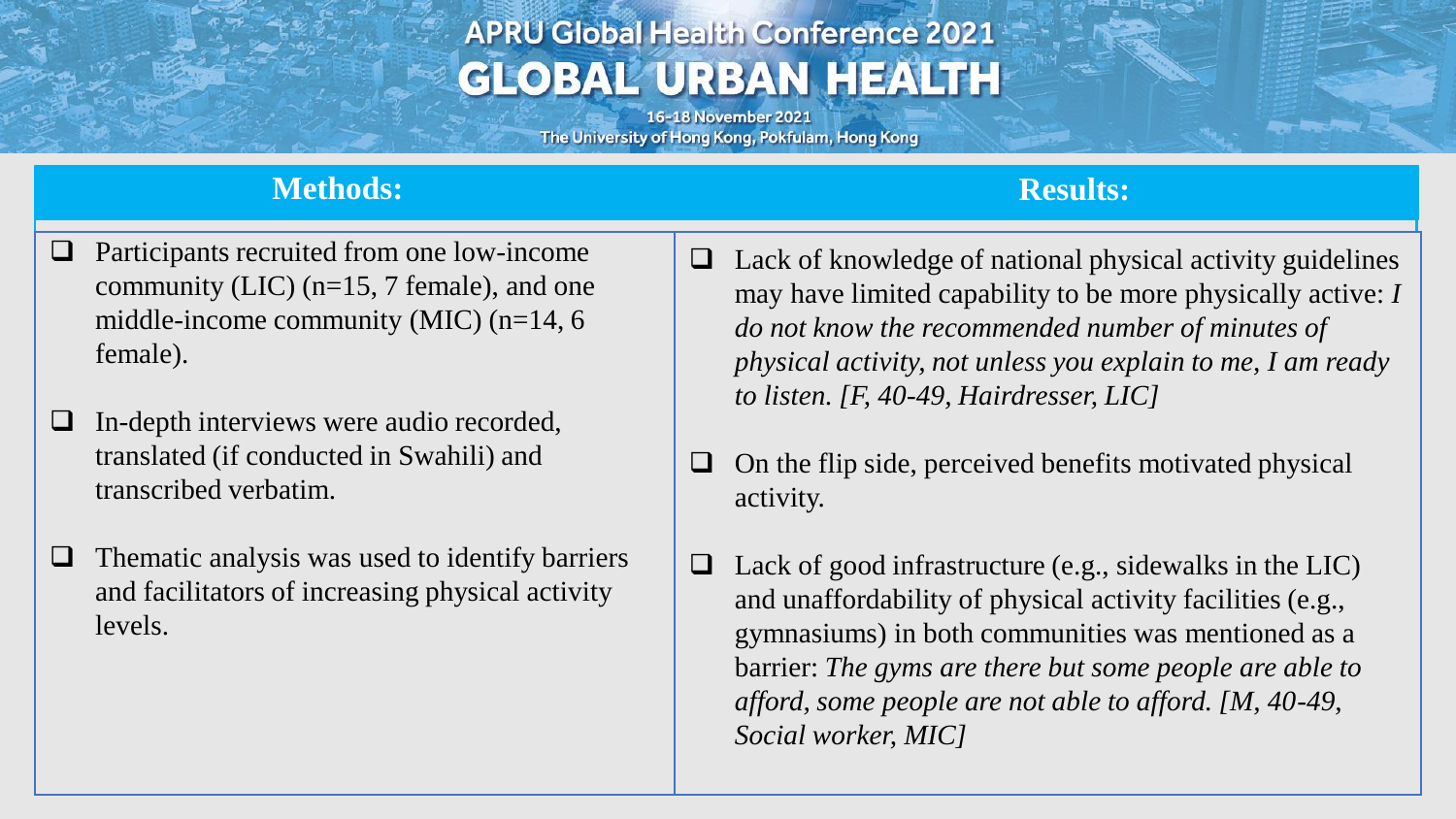## Methods:

- Participants recruited from one low-income community (LIC) (n=15, 7 female), and one middle-income community (MIC) (n=14, 6 female).
- In-depth interviews were audio recorded, translated (if conducted in Swahili) and transcribed verbatim.
- Thematic analysis was used to identify barriers and facilitators of increasing physical activity levels.

## Results:

- Lack of knowledge of national physical activity guidelines may have limited capability to be more physically active: *I do not know the recommended number of minutes of physical activity, not unless you explain to me, I am ready to listen. [F, 40-49, Hairdresser, LIC]*
- On the flip side, perceived benefits motivated physical activity.
- Lack of good infrastructure (e.g., sidewalks in the LIC) and unaffordability of physical activity facilities (e.g., gymnasiums) in both communities was mentioned as a barrier: *The gyms are there but some people are able to afford, some people are not able to afford. [M, 40-49, Social worker, MIC]*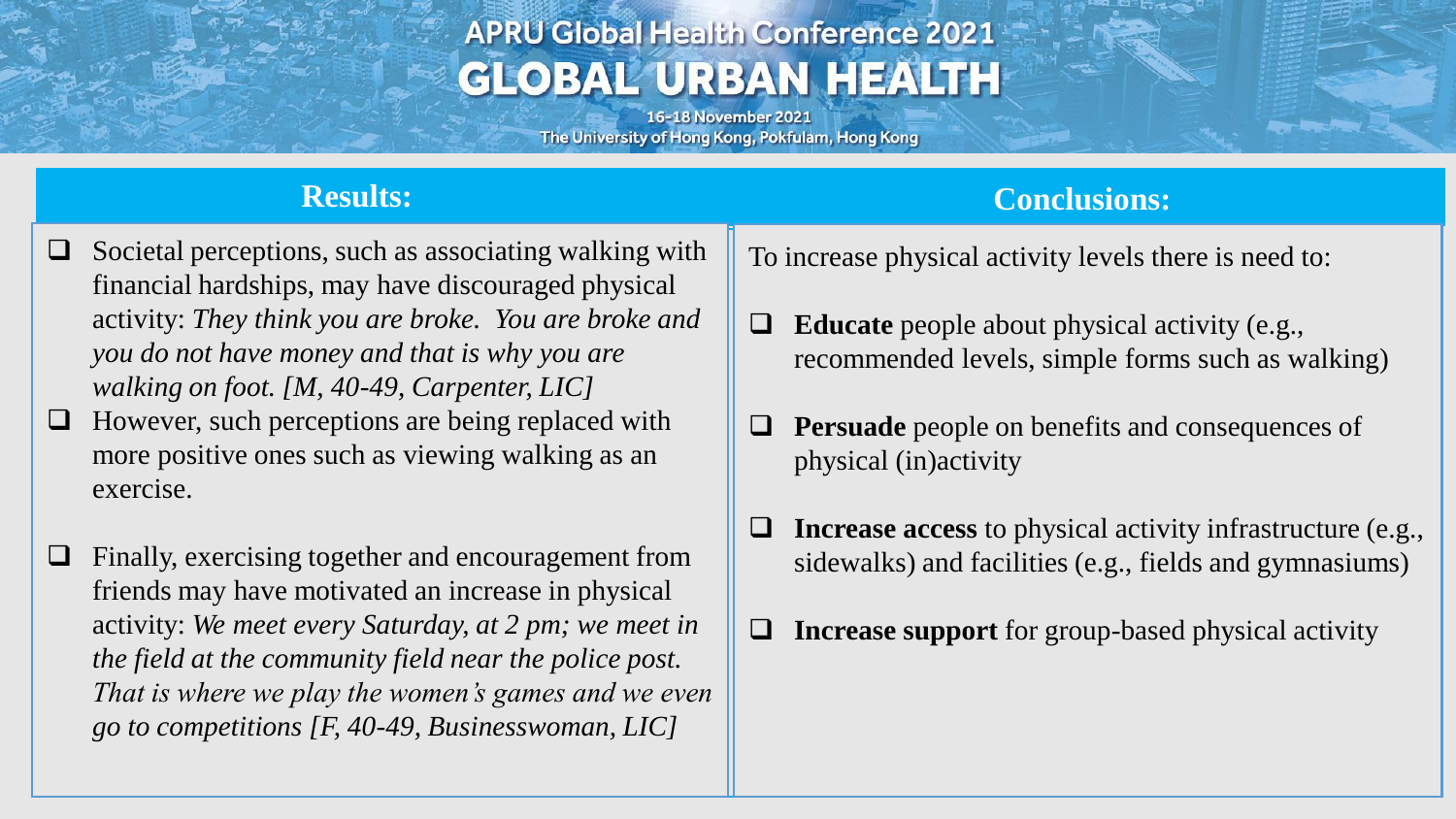## Results:

- Societal perceptions, such as associating walking with financial hardships, may have discouraged physical activity: *They think you are broke. You are broke and you do not have money and that is why you are walking on foot. [M, 40-49, Carpenter, LIC]*
- However, such perceptions are being replaced with more positive ones such as viewing walking as an exercise.
- Finally, exercising together and encouragement from friends may have motivated an increase in physical activity: *We meet every Saturday, at 2 pm; we meet in the field at the community field near the police post. That is where we play the women's games and we even go to competitions [F, 40-49, Businesswoman, LIC]*

## Conclusions:

To increase physical activity levels there is need to:

- **Educate** people about physical activity (e.g., recommended levels, simple forms such as walking)
- **Persuade** people on benefits and consequences of physical (in)activity
- **Increase access** to physical activity infrastructure (e.g., sidewalks) and facilities (e.g., fields and gymnasiums)
- **Increase support** for group-based physical activity